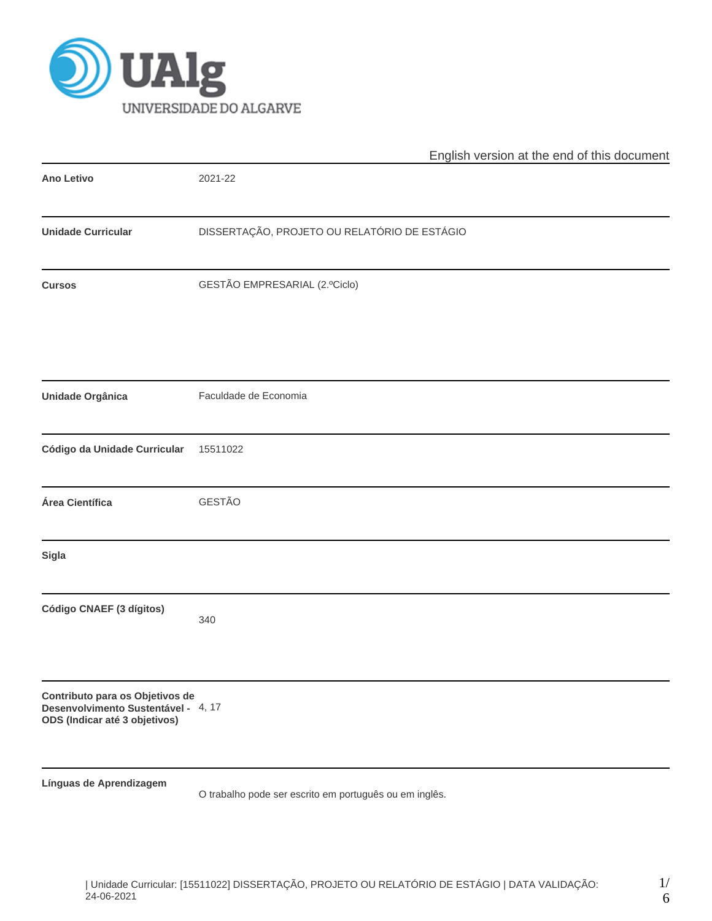UNIVERSIDADE DO ALGARVE

English version at the end of this document

| | |
|---|---|
| **Ano Letivo** | 2021-22 |
| **Unidade Curricular** | DISSERTAÇÃO, PROJETO OU RELATÓRIO DE ESTÁGIO |
| **Cursos** | GESTÃO EMPRESARIAL (2.ºCiclo) |
| **Unidade Orgânica** | Faculdade de Economia |
| **Código da Unidade Curricular** | 15511022 |
| **Área Científica** | GESTÃO |
| **Sigla** | |
| **Código CNAEF (3 dígitos)** | 340 |
| **Contributo para os Objetivos de Desenvolvimento Sustentável - ODS (Indicar até 3 objetivos)** | 4, 17 |
| **Línguas de Aprendizagem** | O trabalho pode ser escrito em português ou em inglês. |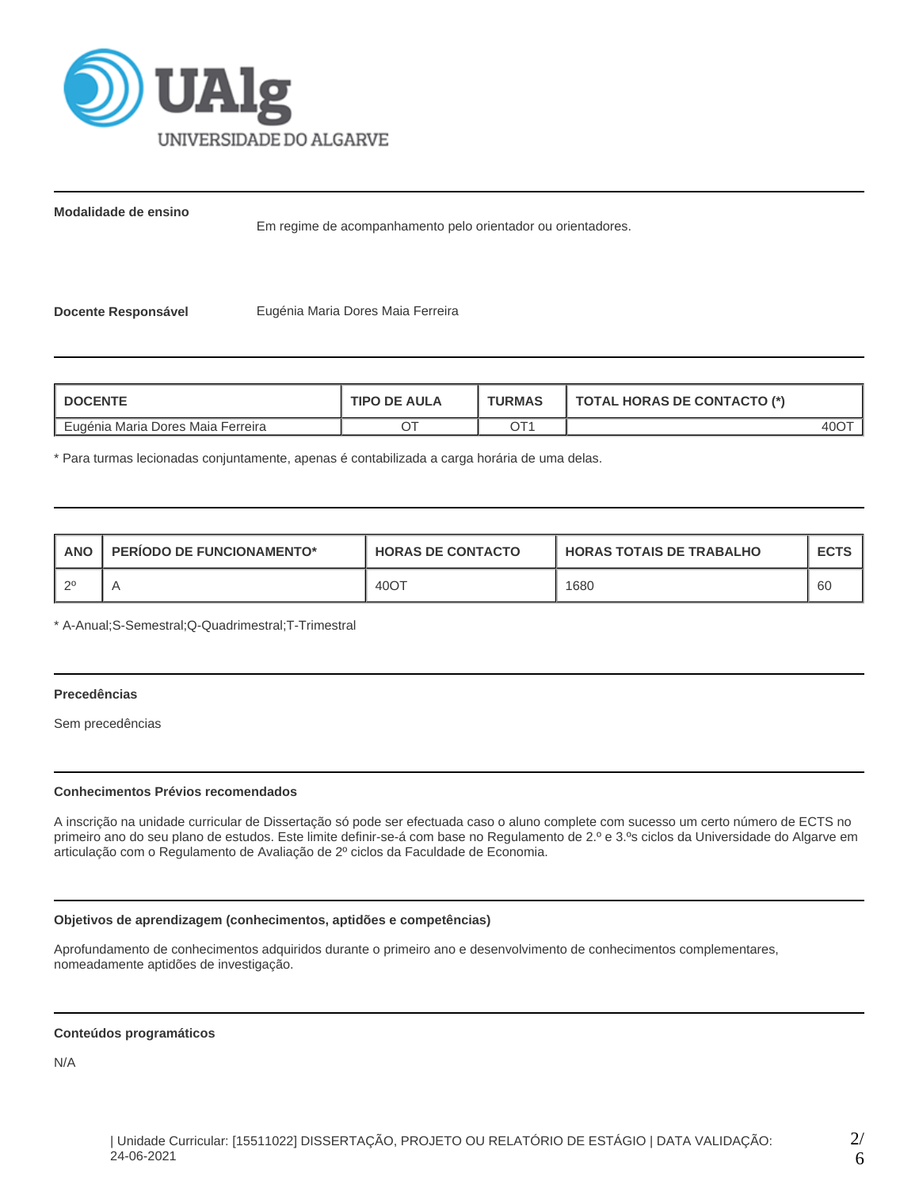**Modalidade de ensino**

Em regime de acompanhamento pelo orientador ou orientadores.

**Docente Responsável** Eugénia Maria Dores Maia Ferreira

| DOCENTE | TIPO DE AULA | TURMAS | TOTAL HORAS DE CONTACTO (*) |
|---|---|---|---|
| Eugénia Maria Dores Maia Ferreira | OT | OT1 | 40OT |

* Para turmas lecionadas conjuntamente, apenas é contabilizada a carga horária de uma delas.

| ANO | PERÍODO DE FUNCIONAMENTO* | HORAS DE CONTACTO | HORAS TOTAIS DE TRABALHO | ECTS |
|---|---|---|---|---|
| 2º | A | 40OT | 1680 | 60 |

* A-Anual;S-Semestral;Q-Quadrimestral;T-Trimestral

**Precedências**

Sem precedências

**Conhecimentos Prévios recomendados**

A inscrição na unidade curricular de Dissertação só pode ser efectuada caso o aluno complete com sucesso um certo número de ECTS no primeiro ano do seu plano de estudos. Este limite definir-se-á com base no Regulamento de 2.º e 3.ºs ciclos da Universidade do Algarve em articulação com o Regulamento de Avaliação de 2º ciclos da Faculdade de Economia.

**Objetivos de aprendizagem (conhecimentos, aptidões e competências)**

Aprofundamento de conhecimentos adquiridos durante o primeiro ano e desenvolvimento de conhecimentos complementares, nomeadamente aptidões de investigação.

**Conteúdos programáticos**

N/A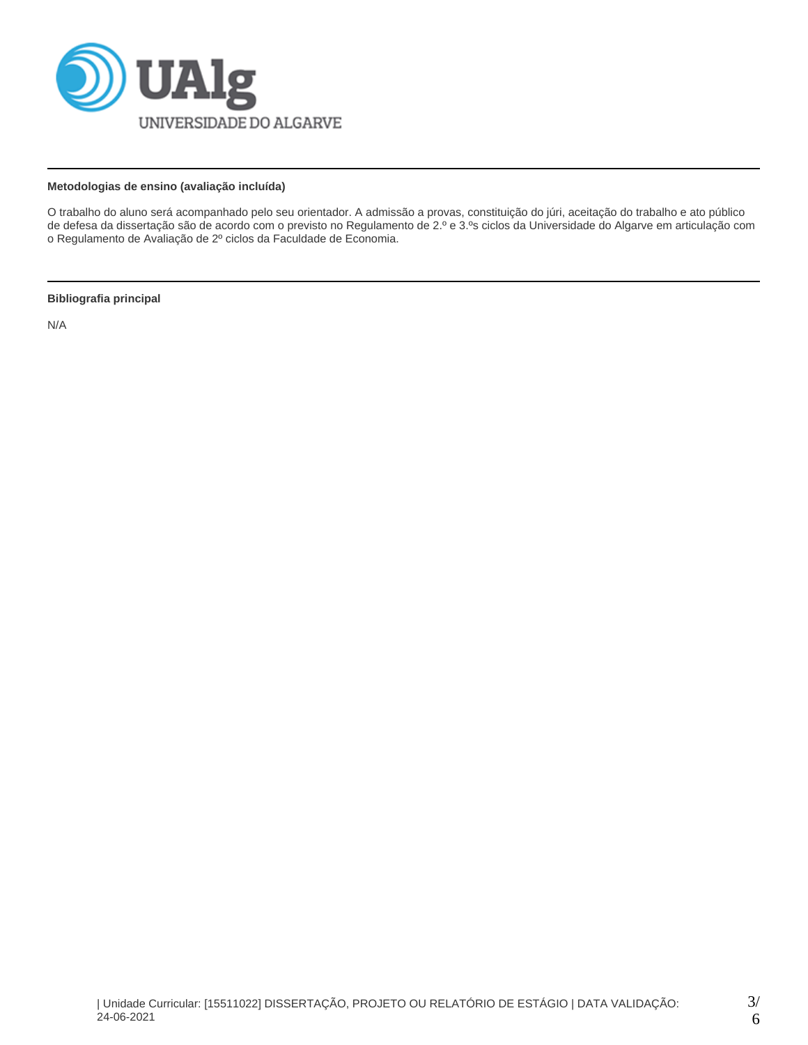**Metodologias de ensino (avaliação incluída)**

O trabalho do aluno será acompanhado pelo seu orientador. A admissão a provas, constituição do júri, aceitação do trabalho e ato público de defesa da dissertação são de acordo com o previsto no Regulamento de 2.º e 3.ºs ciclos da Universidade do Algarve em articulação com o Regulamento de Avaliação de 2º ciclos da Faculdade de Economia.

**Bibliografia principal**

N/A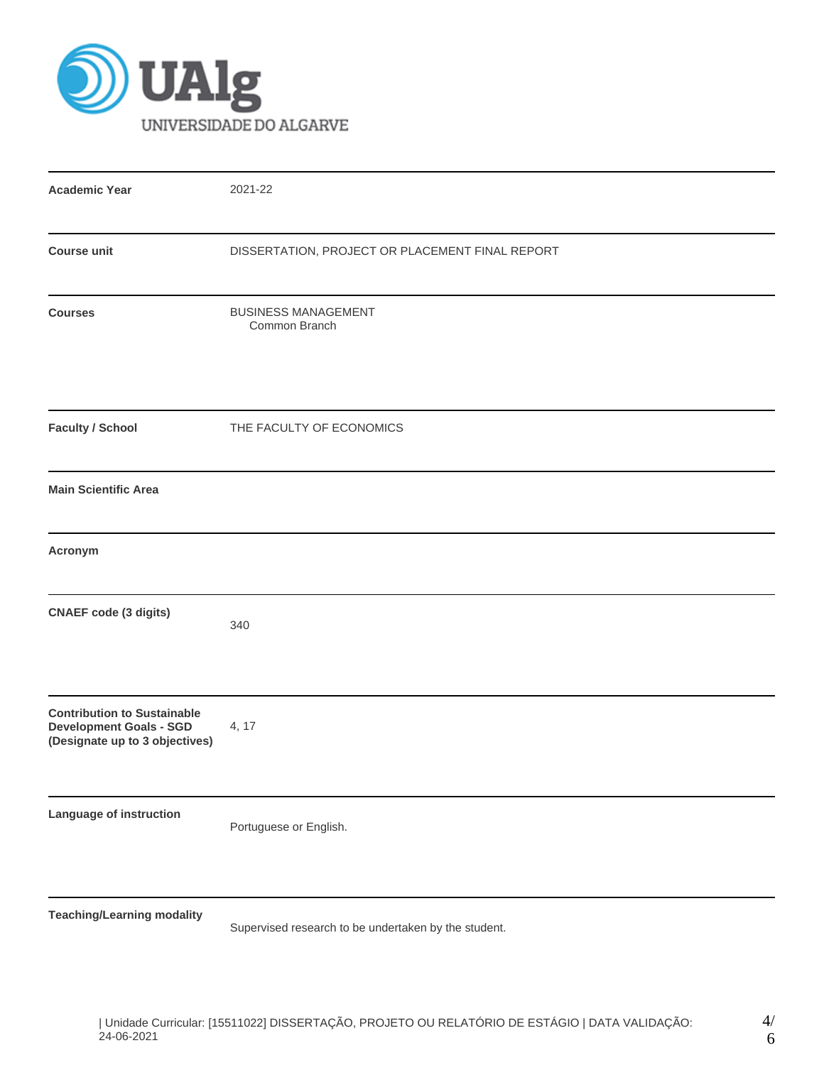| | |
|---|---|
| **Academic Year** | 2021-22 |
| **Course unit** | DISSERTATION, PROJECT OR PLACEMENT FINAL REPORT |
| **Courses** | BUSINESS MANAGEMENT<br>Common Branch |
| **Faculty / School** | THE FACULTY OF ECONOMICS |
| **Main Scientific Area** | |
| **Acronym** | |
| **CNAEF code (3 digits)** | 340 |
| **Contribution to Sustainable Development Goals - SGD (Designate up to 3 objectives)** | 4, 17 |
| **Language of instruction** | Portuguese or English. |
| **Teaching/Learning modality** | Supervised research to be undertaken by the student. |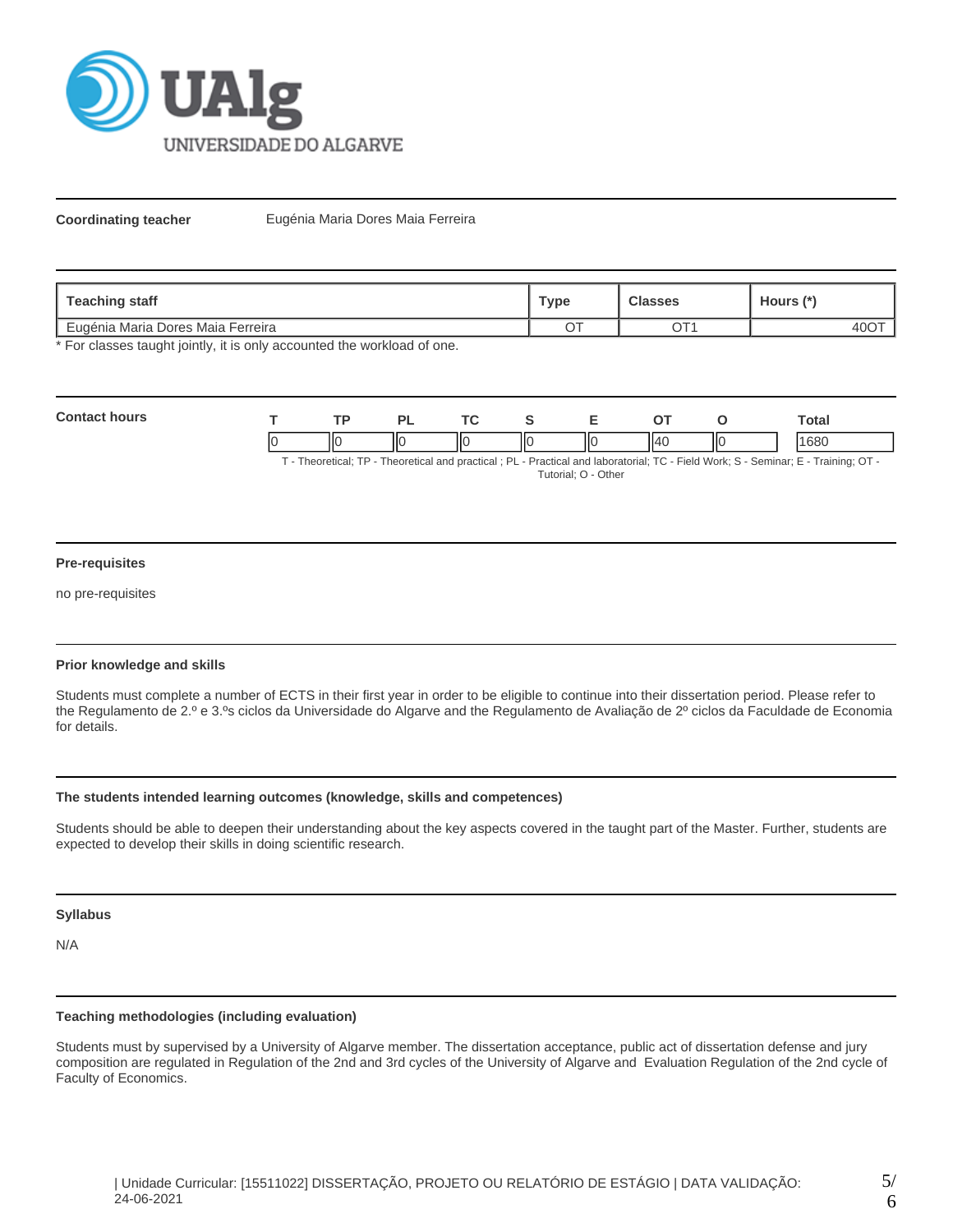**Coordinating teacher** Eugénia Maria Dores Maia Ferreira

| Teaching staff | Type | Classes | Hours (*) |
|---|---|---|---|
| Eugénia Maria Dores Maia Ferreira | OT | OT1 | 40OT |

* For classes taught jointly, it is only accounted the workload of one.

**Contact hours**

| T | TP | PL | TC | S | E | OT | O | Total |
|---|---|---|---|---|---|---|---|---|
| 0 | 0 | 0 | 0 | 0 | 0 | 40 | 0 | 1680 |

T - Theoretical; TP - Theoretical and practical ; PL - Practical and laboratorial; TC - Field Work; S - Seminar; E - Training; OT - Tutorial; O - Other

### Pre-requisites

no pre-requisites

### Prior knowledge and skills

Students must complete a number of ECTS in their first year in order to be eligible to continue into their dissertation period. Please refer to the Regulamento de 2.º e 3.ºs ciclos da Universidade do Algarve and the Regulamento de Avaliação de 2º ciclos da Faculdade de Economia for details.

### The students intended learning outcomes (knowledge, skills and competences)

Students should be able to deepen their understanding about the key aspects covered in the taught part of the Master. Further, students are expected to develop their skills in doing scientific research.

### Syllabus

N/A

### Teaching methodologies (including evaluation)

Students must by supervised by a University of Algarve member. The dissertation acceptance, public act of dissertation defense and jury composition are regulated in Regulation of the 2nd and 3rd cycles of the University of Algarve and Evaluation Regulation of the 2nd cycle of Faculty of Economics.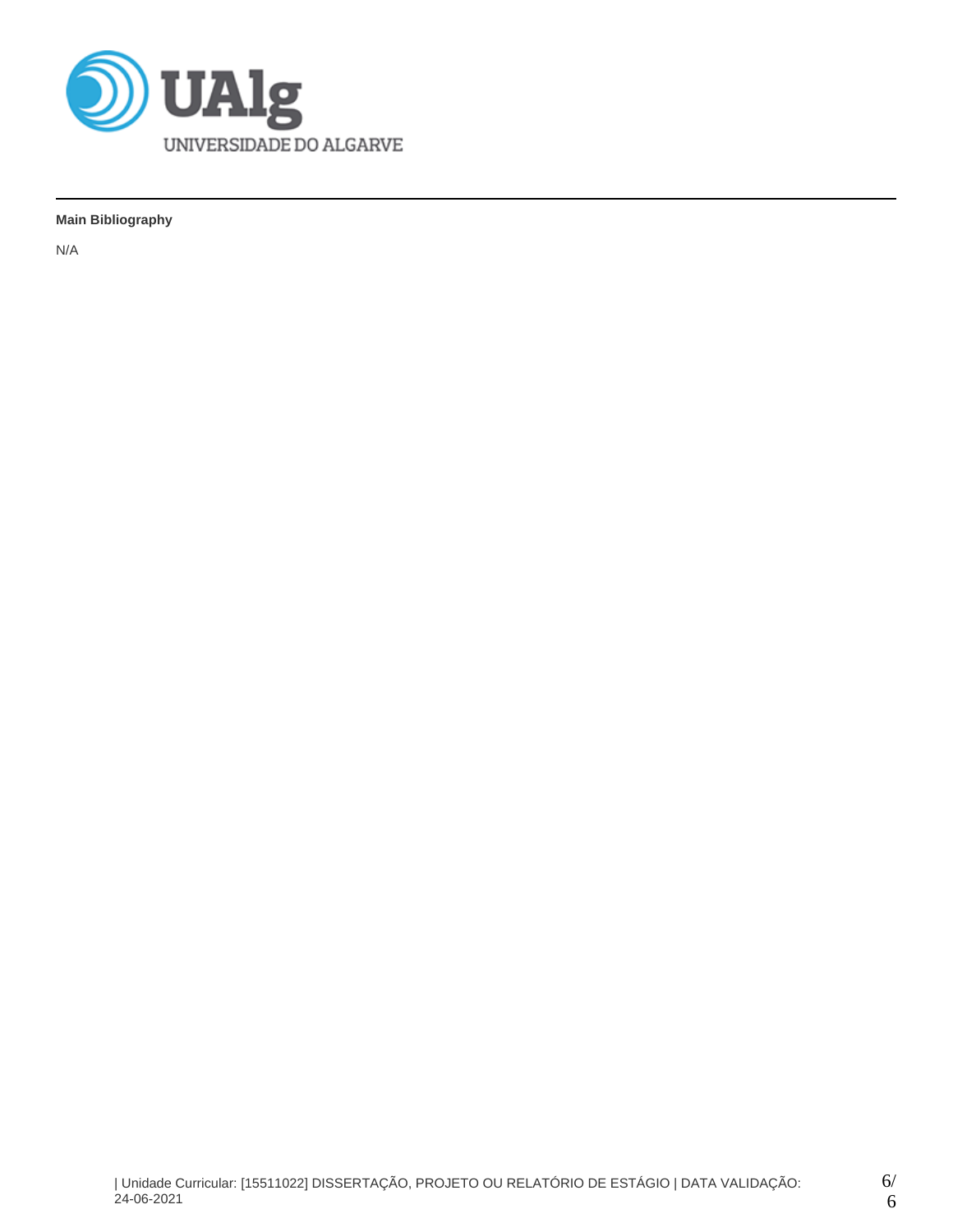**Main Bibliography**

N/A